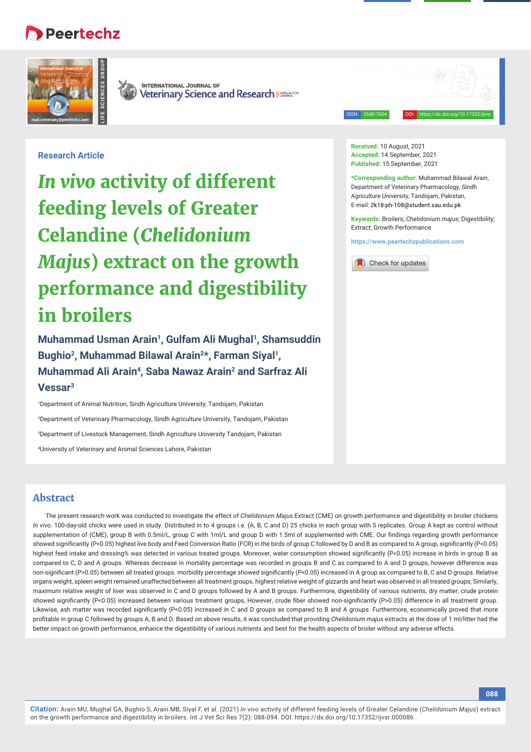Research Article

# *In vivo* activity of different feeding levels of Greater Celandine (*Chelidonium Majus*) extract on the growth performance and digestibility in broilers

**Muhammad Usman Arain[1], Gulfam Ali Mughal[1], Shamsuddin Bughio[2], Muhammad Bilawal Arain[2]*, Farman Siyal[1], Muhammad Ali Arain[4], Saba Nawaz Arain[2] and Sarfraz Ali Vessar[3]**

[1]Department of Animal Nutrition, Sindh Agriculture University, Tandojam, Pakistan

[2]Department of Veterinary Pharmacology, Sindh Agriculture University, Tandojam, Pakistan

[3]Department of Livestock Management, Sindh Agriculture University Tandojam, Pakistan

[4]University of Veterinary and Animal Sciences Lahore, Pakistan

**Received:** 10 August, 2021
**Accepted:** 14 September, 2021
**Published:** 15 September, 2021

***Corresponding author:** Muhammad Bilawal Arain, Department of Veterinary Pharmacology, Sindh Agriculture University, Tandojam, Pakistan,
E-mail: 2k18-ph-108@student.sau.edu.pk

**Keywords:** Broilers; *Chelidonium majus*; Digestibility; Extract; Growth Performance

https://www.peertechzpublications.com

## Abstract

The present research work was conducted to investigate the effect of *Chelidonium Majus* Extract (CME) on growth performance and digestibility in broiler chickens *In vivo*. 100-day-old chicks were used in study. Distributed in to 4 groups i.e. (A, B, C and D) 25 chicks in each group with 5 replicates. Group A kept as control without supplementation of (CME), group B with 0.5ml/L, group C with 1ml/L and group D with 1.5ml of supplemented with CME. Our findings regarding growth performance showed significantly (P<0.05) highest live body and Feed Conversion Ratio (FCR) in the birds of group C followed by D and B as compared to A group, significantly (P<0.05) highest feed intake and dressing% was detected in various treated groups. Moreover, water consumption showed significantly (P<0.05) increase in birds in group B as compared to C, D and A groups. Whereas decrease in mortality percentage was recorded in groups B and C as compared to A and D groups, however difference was non-significant (P>0.05) between all treated groups. morbidity percentage showed significantly (P<0.05) increased in A group as compared to B, C and D groups. Relative organs weight, spleen weight remained unaffected between all treatment groups. highest relative weight of gizzards and heart was observed in all treated groups; Similarly, maximum relative weight of liver was observed in C and D groups followed by A and B groups. Furthermore, digestibility of various nutrients, dry matter, crude protein showed significantly (P<0.05) increased between various treatment groups, However, crude fiber showed non-significantly (P>0.05) difference in all treatment group. Likewise, ash matter was recorded significantly (P<0.05) increased in C and D groups as compared to B and A groups. Furthermore, economically proved that more profitable in group C followed by groups A, B and D. Based on above results, it was concluded that providing *Chelidonium majus* extracts at the dose of 1 ml/litter had the better impact on growth performance, enhance the digestibility of various nutrients and best for the health aspects of broiler without any adverse effects.

**Citation:** Arain MU, Mughal GA, Bughio S, Arain MB, Siyal F, et al. (2021) *In vivo* activity of different feeding levels of Greater Celandine (*Chelidonium Majus*) extract on the growth performance and digestibility in broilers. Int J Vet Sci Res 7(2): 088-094. DOI: https://dx.doi.org/10.17352/ijvsr.000086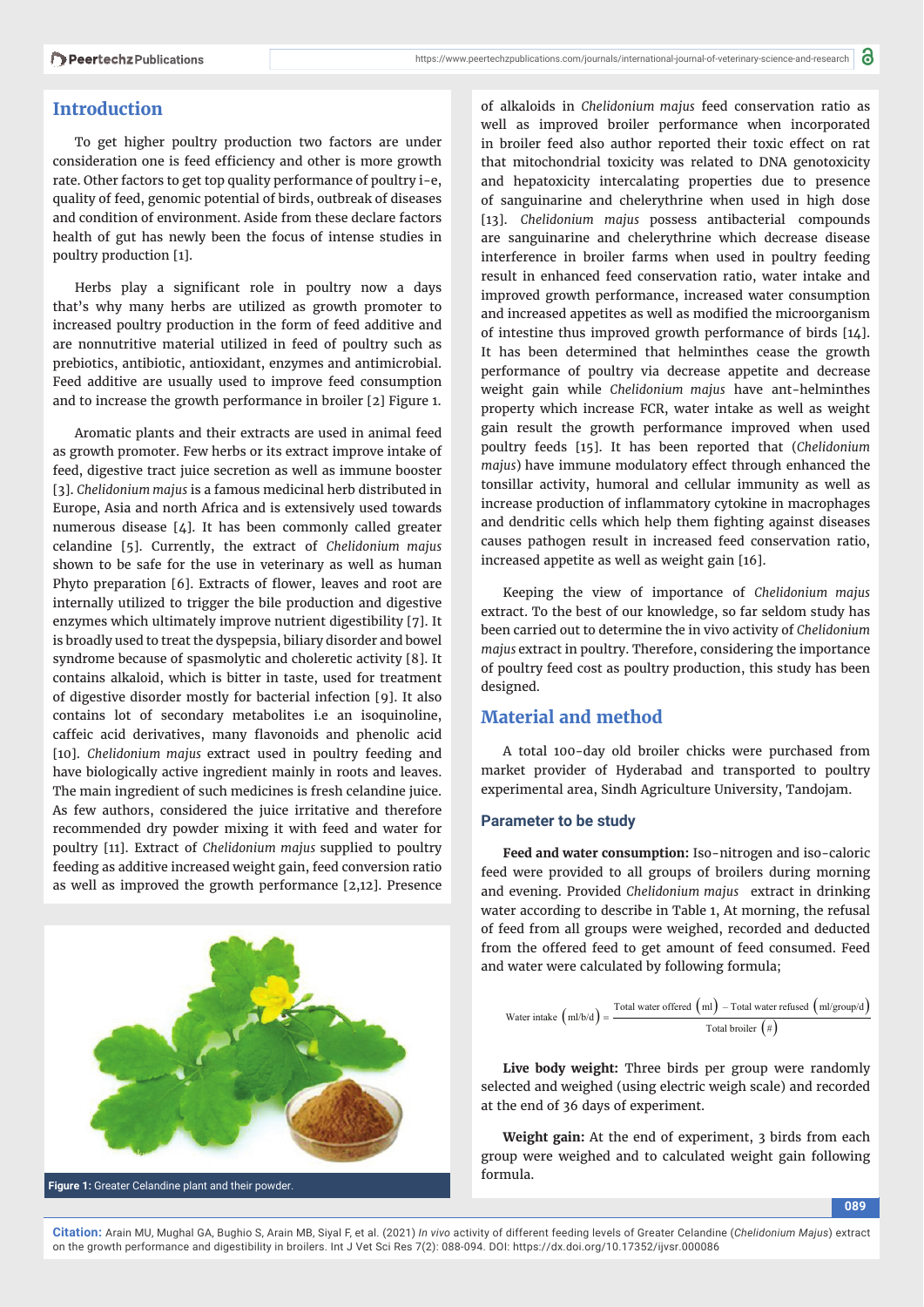## Introduction

To get higher poultry production two factors are under consideration one is feed efficiency and other is more growth rate. Other factors to get top quality performance of poultry i-e, quality of feed, genomic potential of birds, outbreak of diseases and condition of environment. Aside from these declare factors health of gut has newly been the focus of intense studies in poultry production [1].

Herbs play a significant role in poultry now a days that's why many herbs are utilized as growth promoter to increased poultry production in the form of feed additive and are nonnutritive material utilized in feed of poultry such as prebiotics, antibiotic, antioxidant, enzymes and antimicrobial. Feed additive are usually used to improve feed consumption and to increase the growth performance in broiler [2] Figure 1.

Aromatic plants and their extracts are used in animal feed as growth promoter. Few herbs or its extract improve intake of feed, digestive tract juice secretion as well as immune booster [3]. *Chelidonium majus* is a famous medicinal herb distributed in Europe, Asia and north Africa and is extensively used towards numerous disease [4]. It has been commonly called greater celandine [5]. Currently, the extract of *Chelidonium majus* shown to be safe for the use in veterinary as well as human Phyto preparation [6]. Extracts of flower, leaves and root are internally utilized to trigger the bile production and digestive enzymes which ultimately improve nutrient digestibility [7]. It is broadly used to treat the dyspepsia, biliary disorder and bowel syndrome because of spasmolytic and choleretic activity [8]. It contains alkaloid, which is bitter in taste, used for treatment of digestive disorder mostly for bacterial infection [9]. It also contains lot of secondary metabolites i.e an isoquinoline, caffeic acid derivatives, many flavonoids and phenolic acid [10]. *Chelidonium majus* extract used in poultry feeding and have biologically active ingredient mainly in roots and leaves. The main ingredient of such medicines is fresh celandine juice. As few authors, considered the juice irritative and therefore recommended dry powder mixing it with feed and water for poultry [11]. Extract of *Chelidonium majus* supplied to poultry feeding as additive increased weight gain, feed conversion ratio as well as improved the growth performance [2,12]. Presence of alkaloids in *Chelidonium majus* feed conservation ratio as well as improved broiler performance when incorporated in broiler feed also author reported their toxic effect on rat that mitochondrial toxicity was related to DNA genotoxicity and hepatoxicity intercalating properties due to presence of sanguinarine and chelerythrine when used in high dose [13]. *Chelidonium majus* possess antibacterial compounds are sanguinarine and chelerythrine which decrease disease interference in broiler farms when used in poultry feeding result in enhanced feed conservation ratio, water intake and improved growth performance, increased water consumption and increased appetites as well as modified the microorganism of intestine thus improved growth performance of birds [14]. It has been determined that helminthes cease the growth performance of poultry via decrease appetite and decrease weight gain while *Chelidonium majus* have ant-helminthes property which increase FCR, water intake as well as weight gain result the growth performance improved when used poultry feeds [15]. It has been reported that (*Chelidonium majus*) have immune modulatory effect through enhanced the tonsillar activity, humoral and cellular immunity as well as increase production of inflammatory cytokine in macrophages and dendritic cells which help them fighting against diseases causes pathogen result in increased feed conservation ratio, increased appetite as well as weight gain [16].

Figure 1: Greater Celandine plant and their powder.

Keeping the view of importance of *Chelidonium majus* extract. To the best of our knowledge, so far seldom study has been carried out to determine the in vivo activity of *Chelidonium majus* extract in poultry. Therefore, considering the importance of poultry feed cost as poultry production, this study has been designed.

## Material and method

A total 100-day old broiler chicks were purchased from market provider of Hyderabad and transported to poultry experimental area, Sindh Agriculture University, Tandojam.

### Parameter to be study

**Feed and water consumption:** Iso-nitrogen and iso-caloric feed were provided to all groups of broilers during morning and evening. Provided *Chelidonium majus* extract in drinking water according to describe in Table 1, At morning, the refusal of feed from all groups were weighed, recorded and deducted from the offered feed to get amount of feed consumed. Feed and water were calculated by following formula;

$$\text{Water intake}\ (\text{ml/b/d}) = \frac{\text{Total water offered}\ (\text{ml}) - \text{Total water refused}\ (\text{ml/group/d})}{\text{Total broiler}\ (\#)}$$

**Live body weight:** Three birds per group were randomly selected and weighed (using electric weigh scale) and recorded at the end of 36 days of experiment.

**Weight gain:** At the end of experiment, 3 birds from each group were weighed and to calculated weight gain following formula.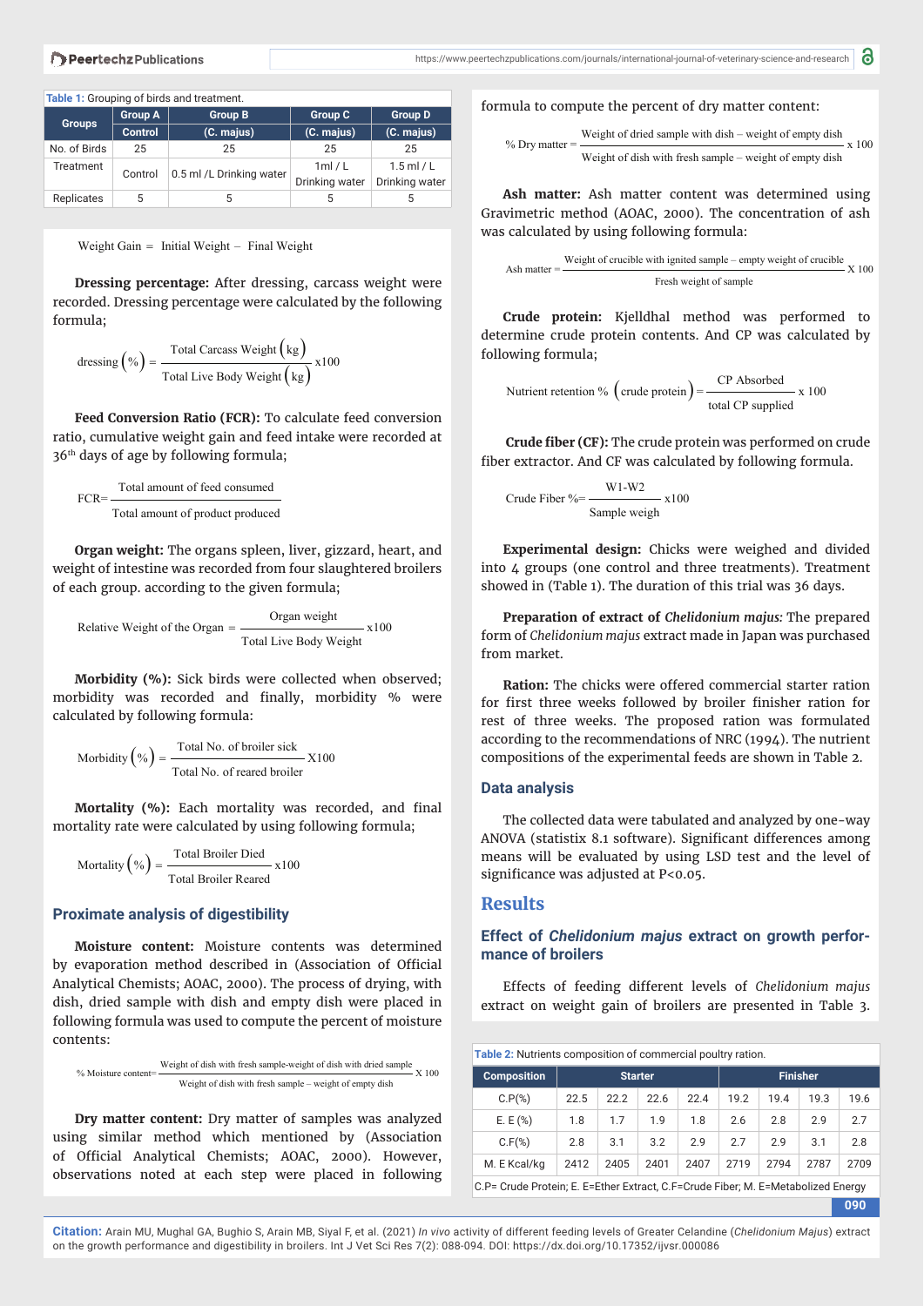Table 1: Grouping of birds and treatment.

| Groups | Group A | Group B | Group C | Group D |
|---|---|---|---|---|
| | Control | (C. majus) | (C. majus) | (C. majus) |
| No. of Birds | 25 | 25 | 25 | 25 |
| Treatment | Control | 0.5 ml /L Drinking water | 1ml / L Drinking water | 1.5 ml / L Drinking water |
| Replicates | 5 | 5 | 5 | 5 |

$$\text{Weight Gain} = \text{Initial Weight} - \text{Final Weight}$$

**Dressing percentage:** After dressing, carcass weight were recorded. Dressing percentage were calculated by the following formula;

$$\text{dressing}(\%) = \frac{\text{Total Carcass Weight}(\text{kg})}{\text{Total Live Body Weight}(\text{kg})} \text{x100}$$

**Feed Conversion Ratio (FCR):** To calculate feed conversion ratio, cumulative weight gain and feed intake were recorded at 36th days of age by following formula;

$$\text{FCR} = \frac{\text{Total amount of feed consumed}}{\text{Total amount of product produced}}$$

**Organ weight:** The organs spleen, liver, gizzard, heart, and weight of intestine was recorded from four slaughtered broilers of each group. according to the given formula;

$$\text{Relative Weight of the Organ} = \frac{\text{Organ weight}}{\text{Total Live Body Weight}} \text{x100}$$

**Morbidity (%):** Sick birds were collected when observed; morbidity was recorded and finally, morbidity % were calculated by following formula:

$$\text{Morbidity}(\%) = \frac{\text{Total No. of broiler sick}}{\text{Total No. of reared broiler}} \text{X100}$$

**Mortality (%):** Each mortality was recorded, and final mortality rate were calculated by using following formula;

$$\text{Mortality}(\%) = \frac{\text{Total Broiler Died}}{\text{Total Broiler Reared}} \text{x100}$$

### Proximate analysis of digestibility

**Moisture content:** Moisture contents was determined by evaporation method described in (Association of Official Analytical Chemists; AOAC, 2000). The process of drying, with dish, dried sample with dish and empty dish were placed in following formula was used to compute the percent of moisture contents:

$$\%\ \text{Moisture content} = \frac{\text{Weight of dish with fresh sample} - \text{weight of dish with dried sample}}{\text{Weight of dish with fresh sample} - \text{weight of empty dish}} \text{ X 100}$$

**Dry matter content:** Dry matter of samples was analyzed using similar method which mentioned by (Association of Official Analytical Chemists; AOAC, 2000). However, observations noted at each step were placed in following formula to compute the percent of dry matter content:

$$\%\ \text{Dry matter} = \frac{\text{Weight of dried sample with dish} - \text{weight of empty dish}}{\text{Weight of dish with fresh sample} - \text{weight of empty dish}} \text{ x 100}$$

**Ash matter:** Ash matter content was determined using Gravimetric method (AOAC, 2000). The concentration of ash was calculated by using following formula:

$$\text{Ash matter} = \frac{\text{Weight of crucible with ignited sample} - \text{empty weight of crucible}}{\text{Fresh weight of sample}} \text{ X 100}$$

**Crude protein:** Kjelldhal method was performed to determine crude protein contents. And CP was calculated by following formula;

$$\text{Nutrient retention }\%\ (\text{crude protein}) = \frac{\text{CP Absorbed}}{\text{total CP supplied}} \text{ x 100}$$

**Crude fiber (CF):** The crude protein was performed on crude fiber extractor. And CF was calculated by following formula.

$$\text{Crude Fiber }\% = \frac{\text{W1-W2}}{\text{Sample weigh}} \text{x100}$$

**Experimental design:** Chicks were weighed and divided into 4 groups (one control and three treatments). Treatment showed in (Table 1). The duration of this trial was 36 days.

**Preparation of extract of *Chelidonium majus:*** The prepared form of *Chelidonium majus* extract made in Japan was purchased from market.

**Ration:** The chicks were offered commercial starter ration for first three weeks followed by broiler finisher ration for rest of three weeks. The proposed ration was formulated according to the recommendations of NRC (1994). The nutrient compositions of the experimental feeds are shown in Table 2.

### Data analysis

The collected data were tabulated and analyzed by one-way ANOVA (statistix 8.1 software). Significant differences among means will be evaluated by using LSD test and the level of significance was adjusted at $P<0.05$.

## Results

### Effect of *Chelidonium majus* extract on growth performance of broilers

Effects of feeding different levels of *Chelidonium majus* extract on weight gain of broilers are presented in Table 3.

Table 2: Nutrients composition of commercial poultry ration.

| Composition | Starter | | | | Finisher | | | |
|---|---|---|---|---|---|---|---|---|
| C.P(%) | 22.5 | 22.2 | 22.6 | 22.4 | 19.2 | 19.4 | 19.3 | 19.6 |
| E. E (%) | 1.8 | 1.7 | 1.9 | 1.8 | 2.6 | 2.8 | 2.9 | 2.7 |
| C.F(%) | 2.8 | 3.1 | 3.2 | 2.9 | 2.7 | 2.9 | 3.1 | 2.8 |
| M. E Kcal/kg | 2412 | 2405 | 2401 | 2407 | 2719 | 2794 | 2787 | 2709 |

C.P= Crude Protein; E. E=Ether Extract, C.F=Crude Fiber; M. E=Metabolized Energy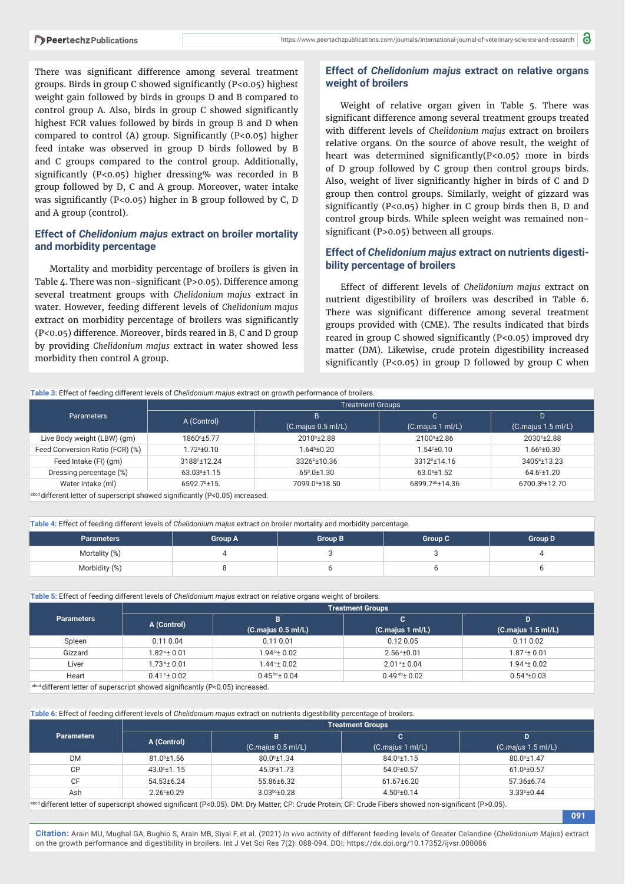There was significant difference among several treatment groups. Birds in group C showed significantly (P<0.05) highest weight gain followed by birds in groups D and B compared to control group A. Also, birds in group C showed significantly highest FCR values followed by birds in group B and D when compared to control (A) group. Significantly (P<0.05) higher feed intake was observed in group D birds followed by B and C groups compared to the control group. Additionally, significantly (P<0.05) higher dressing% was recorded in B group followed by D, C and A group. Moreover, water intake was significantly (P<0.05) higher in B group followed by C, D and A group (control).

## Effect of *Chelidonium majus* extract on broiler mortality and morbidity percentage

Mortality and morbidity percentage of broilers is given in Table 4. There was non-significant (P>0.05). Difference among several treatment groups with *Chelidonium majus* extract in water. However, feeding different levels of *Chelidonium majus* extract on morbidity percentage of broilers was significantly (P<0.05) difference. Moreover, birds reared in B, C and D group by providing *Chelidonium majus* extract in water showed less morbidity then control A group.

## Effect of *Chelidonium majus* extract on relative organs weight of broilers

Weight of relative organ given in Table 5. There was significant difference among several treatment groups treated with different levels of *Chelidonium majus* extract on broilers relative organs. On the source of above result, the weight of heart was determined significantly(P<0.05) more in birds of D group followed by C group then control groups birds. Also, weight of liver significantly higher in birds of C and D group then control groups. Similarly, weight of gizzard was significantly (P<0.05) higher in C group birds then B, D and control group birds. While spleen weight was remained non-significant (P>0.05) between all groups.

## Effect of *Chelidonium majus* extract on nutrients digestibility percentage of broilers

Effect of different levels of *Chelidonium majus* extract on nutrient digestibility of broilers was described in Table 6. There was significant difference among several treatment groups provided with (CME). The results indicated that birds reared in group C showed significantly (P<0.05) improved dry matter (DM). Likewise, crude protein digestibility increased significantly (P<0.05) in group D followed by group C when

**Table 3:** Effect of feeding different levels of *Chelidonium majus* extract on growth performance of broilers.

| Parameters | Treatment Groups | | | |
|---|---|---|---|---|
| | A (Control) | B (C.majus 0.5 ml/L) | C (C.majus 1 ml/L) | D (C.majus 1.5 ml/L) |
| Live Body weight (LBW) (gm) | 1860[c]±5.77 | 2010[b]±2.88 | 2100[a]±2.86 | 2030[b]±2.88 |
| Feed Conversion Ratio (FCR) (%) | 1.72[a]±0.10 | 1.64[b]±0.20 | 1.54[c]±0.10 | 1.66[b]±0.30 |
| Feed Intake (FI) (gm) | 3188[c]±12.24 | 3326[b]±10.36 | 3312[b]±14.16 | 3405[a]±13.23 |
| Dressing percentage (%) | 63.03[a]±1.15 | 65[b].0±1.30 | 63.0[a]±1.52 | 64.6[c]±1.20 |
| Water Intake (ml) | 6592.7[b]±15. | 7099.0[a]±18.50 | 6899.7[ab]±14.36 | 6700.3[b]±12.70 |

[abcd] different letter of superscript showed significantly (P<0.05) increased.

**Table 4:** Effect of feeding different levels of *Chelidonium majus* extract on broiler mortality and morbidity percentage.

| Parameters | Group A | Group B | Group C | Group D |
|---|---|---|---|---|
| Mortality (%) | 4 | 3 | 3 | 4 |
| Morbidity (%) | 8 | 6 | 6 | 6 |

**Table 5:** Effect of feeding different levels of *Chelidonium majus* extract on relative organs weight of broilers.

| Parameters | Treatment Groups | | | |
|---|---|---|---|---|
| | A (Control) | B (C.majus 0.5 ml/L) | C (C.majus 1 ml/L) | D (C.majus 1.5 ml/L) |
| Spleen | 0.11 0.04 | 0.11 0.01 | 0.12 0.05 | 0.11 0.02 |
| Gizzard | 1.82[c]± 0.01 | 1.94[b]± 0.02 | 2.56[a]±0.01 | 1.87[c]± 0.01 |
| Liver | 1.73[b]± 0.01 | 1.44[c]± 0.02 | 2.01[a]± 0.04 | 1.94[a]± 0.02 |
| Heart | 0.41[c]± 0.02 | 0.45[bc]± 0.04 | 0.49[ab]± 0.02 | 0.54[a]±0.03 |

[abcd] different letter of superscript showed significantly (P<0.05) increased.

**Table 6:** Effect of feeding different levels of *Chelidonium majus* extract on nutrients digestibility percentage of broilers.

| Parameters | Treatment Groups | | | |
|---|---|---|---|---|
| | A (Control) | B (*C.majus* 0.5 ml/L) | C (*C.majus* 1 ml/L) | D (*C.majus* 1.5 ml/L) |
| DM | 81.0[b]±1.56 | 80.0[b]±1.34 | 84.0[a]±1.15 | 80.0[b]±1.47 |
| CP | 43.0[c]±1. 15 | 45.0[c]±1.73 | 54.0[b]±0.57 | 61.0[a]±0.57 |
| CF | 54.53±6.24 | 55.86±6.32 | 61.67±6.20 | 57.36±6.74 |
| Ash | 2.26[c]±0.29 | 3.03[bc]±0.28 | 4.50[a]±0.14 | 3.33[b]±0.44 |

[abcd] different letter of superscript showed significant (P<0.05). DM: Dry Matter; CP: Crude Protein; CF: Crude Fibers showed non-significant (P>0.05).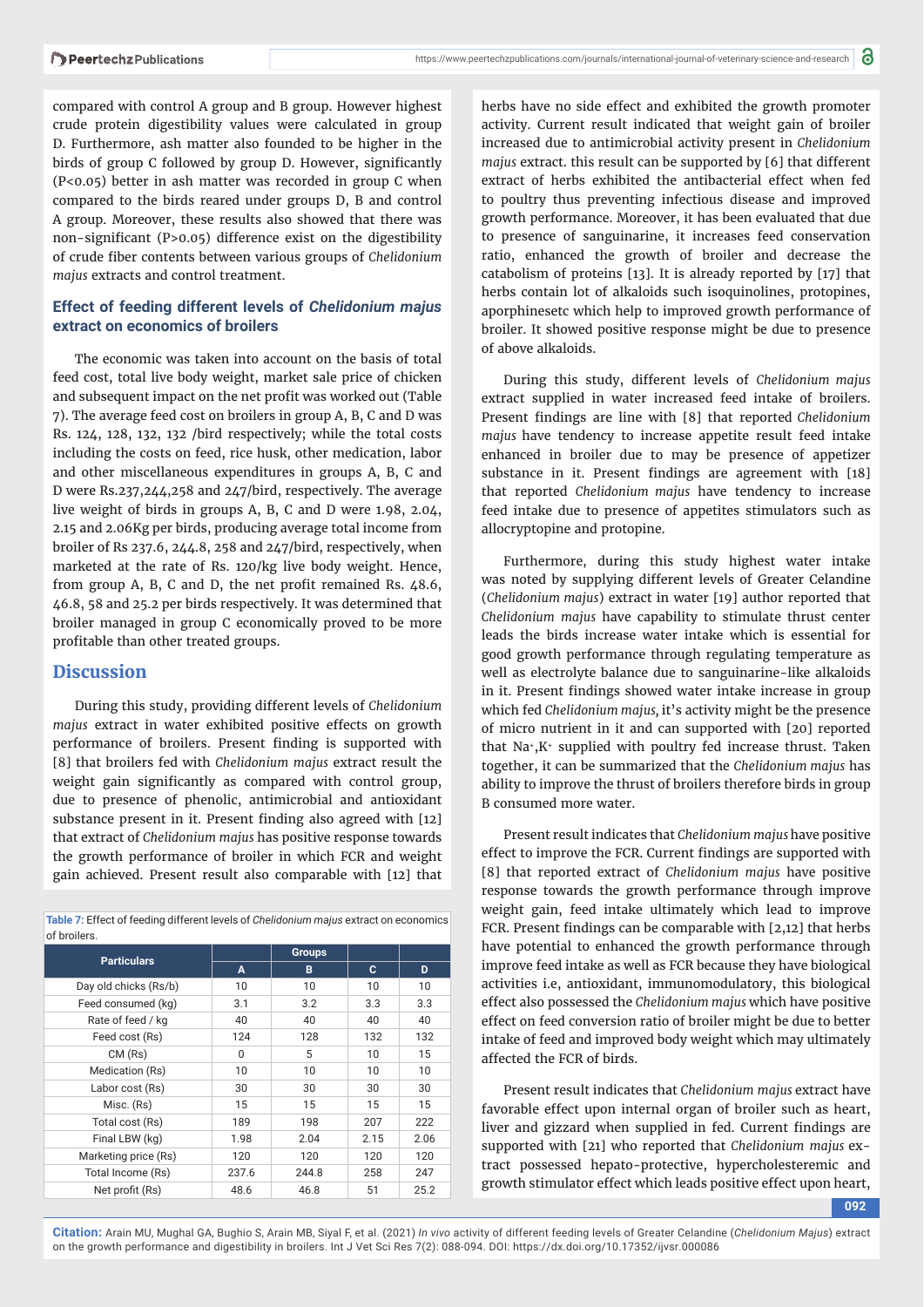compared with control A group and B group. However highest crude protein digestibility values were calculated in group D. Furthermore, ash matter also founded to be higher in the birds of group C followed by group D. However, significantly (P<0.05) better in ash matter was recorded in group C when compared to the birds reared under groups D, B and control A group. Moreover, these results also showed that there was non-significant (P>0.05) difference exist on the digestibility of crude fiber contents between various groups of *Chelidonium majus* extracts and control treatment.

### Effect of feeding different levels of *Chelidonium majus* extract on economics of broilers

The economic was taken into account on the basis of total feed cost, total live body weight, market sale price of chicken and subsequent impact on the net profit was worked out (Table 7). The average feed cost on broilers in group A, B, C and D was Rs. 124, 128, 132, 132 /bird respectively; while the total costs including the costs on feed, rice husk, other medication, labor and other miscellaneous expenditures in groups A, B, C and D were Rs.237,244,258 and 247/bird, respectively. The average live weight of birds in groups A, B, C and D were 1.98, 2.04, 2.15 and 2.06Kg per birds, producing average total income from broiler of Rs 237.6, 244.8, 258 and 247/bird, respectively, when marketed at the rate of Rs. 120/kg live body weight. Hence, from group A, B, C and D, the net profit remained Rs. 48.6, 46.8, 58 and 25.2 per birds respectively. It was determined that broiler managed in group C economically proved to be more profitable than other treated groups.

## Discussion

During this study, providing different levels of *Chelidonium majus* extract in water exhibited positive effects on growth performance of broilers. Present finding is supported with [8] that broilers fed with *Chelidonium majus* extract result the weight gain significantly as compared with control group, due to presence of phenolic, antimicrobial and antioxidant substance present in it. Present finding also agreed with [12] that extract of *Chelidonium majus* has positive response towards the growth performance of broiler in which FCR and weight gain achieved. Present result also comparable with [12] that

Table 7: Effect of feeding different levels of *Chelidonium majus* extract on economics of broilers.

| Particulars | Groups | | | |
|---|---|---|---|---|
| | A | B | C | D |
| Day old chicks (Rs/b) | 10 | 10 | 10 | 10 |
| Feed consumed (kg) | 3.1 | 3.2 | 3.3 | 3.3 |
| Rate of feed / kg | 40 | 40 | 40 | 40 |
| Feed cost (Rs) | 124 | 128 | 132 | 132 |
| CM (Rs) | 0 | 5 | 10 | 15 |
| Medication (Rs) | 10 | 10 | 10 | 10 |
| Labor cost (Rs) | 30 | 30 | 30 | 30 |
| Misc. (Rs) | 15 | 15 | 15 | 15 |
| Total cost (Rs) | 189 | 198 | 207 | 222 |
| Final LBW (kg) | 1.98 | 2.04 | 2.15 | 2.06 |
| Marketing price (Rs) | 120 | 120 | 120 | 120 |
| Total Income (Rs) | 237.6 | 244.8 | 258 | 247 |
| Net profit (Rs) | 48.6 | 46.8 | 51 | 25.2 |

herbs have no side effect and exhibited the growth promoter activity. Current result indicated that weight gain of broiler increased due to antimicrobial activity present in *Chelidonium majus* extract. this result can be supported by [6] that different extract of herbs exhibited the antibacterial effect when fed to poultry thus preventing infectious disease and improved growth performance. Moreover, it has been evaluated that due to presence of sanguinarine, it increases feed conservation ratio, enhanced the growth of broiler and decrease the catabolism of proteins [13]. It is already reported by [17] that herbs contain lot of alkaloids such isoquinolines, protopines, aporphinesetc which help to improved growth performance of broiler. It showed positive response might be due to presence of above alkaloids.

During this study, different levels of *Chelidonium majus* extract supplied in water increased feed intake of broilers. Present findings are line with [8] that reported *Chelidonium majus* have tendency to increase appetite result feed intake enhanced in broiler due to may be presence of appetizer substance in it. Present findings are agreement with [18] that reported *Chelidonium majus* have tendency to increase feed intake due to presence of appetites stimulators such as allocryptopine and protopine.

Furthermore, during this study highest water intake was noted by supplying different levels of Greater Celandine (*Chelidonium majus*) extract in water [19] author reported that *Chelidonium majus* have capability to stimulate thrust center leads the birds increase water intake which is essential for good growth performance through regulating temperature as well as electrolyte balance due to sanguinarine-like alkaloids in it. Present findings showed water intake increase in group which fed *Chelidonium majus,* it's activity might be the presence of micro nutrient in it and can supported with [20] reported that $Na^+$,$K^+$ supplied with poultry fed increase thrust. Taken together, it can be summarized that the *Chelidonium majus* has ability to improve the thrust of broilers therefore birds in group B consumed more water.

Present result indicates that *Chelidonium majus* have positive effect to improve the FCR. Current findings are supported with [8] that reported extract of *Chelidonium majus* have positive response towards the growth performance through improve weight gain, feed intake ultimately which lead to improve FCR. Present findings can be comparable with [2,12] that herbs have potential to enhanced the growth performance through improve feed intake as well as FCR because they have biological activities i.e, antioxidant, immunomodulatory, this biological effect also possessed the *Chelidonium majus* which have positive effect on feed conversion ratio of broiler might be due to better intake of feed and improved body weight which may ultimately affected the FCR of birds.

Present result indicates that *Chelidonium majus* extract have favorable effect upon internal organ of broiler such as heart, liver and gizzard when supplied in fed. Current findings are supported with [21] who reported that *Chelidonium majus* extract possessed hepato-protective, hypercholesteremic and growth stimulator effect which leads positive effect upon heart,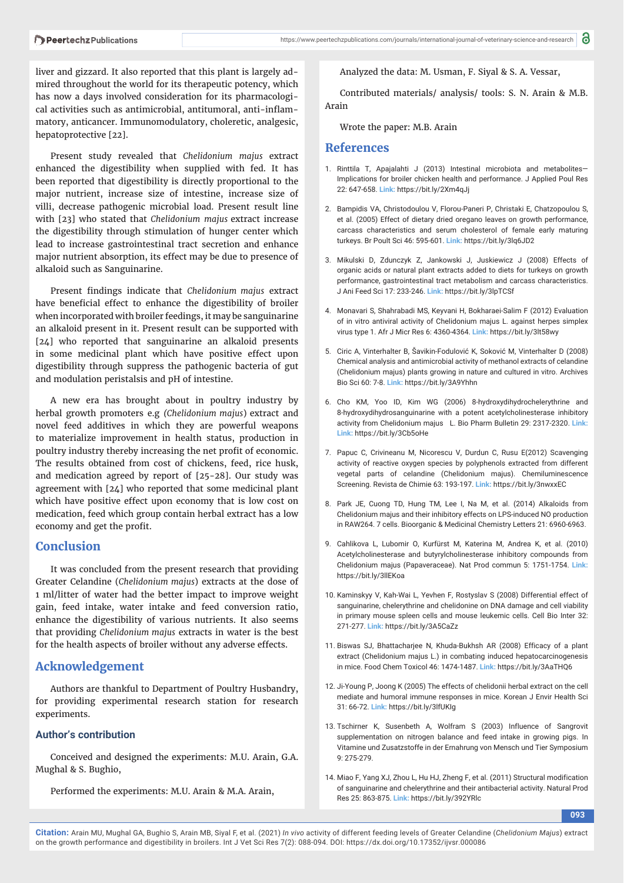liver and gizzard. It also reported that this plant is largely admired throughout the world for its therapeutic potency, which has now a days involved consideration for its pharmacological activities such as antimicrobial, antitumoral, anti-inflammatory, anticancer. Immunomodulatory, choleretic, analgesic, hepatoprotective [22].

Present study revealed that *Chelidonium majus* extract enhanced the digestibility when supplied with fed. It has been reported that digestibility is directly proportional to the major nutrient, increase size of intestine, increase size of villi, decrease pathogenic microbial load. Present result line with [23] who stated that *Chelidonium majus* extract increase the digestibility through stimulation of hunger center which lead to increase gastrointestinal tract secretion and enhance major nutrient absorption, its effect may be due to presence of alkaloid such as Sanguinarine.

Present findings indicate that *Chelidonium majus* extract have beneficial effect to enhance the digestibility of broiler when incorporated with broiler feedings, it may be sanguinarine an alkaloid present in it. Present result can be supported with [24] who reported that sanguinarine an alkaloid presents in some medicinal plant which have positive effect upon digestibility through suppress the pathogenic bacteria of gut and modulation peristalsis and pH of intestine.

A new era has brought about in poultry industry by herbal growth promoters e.g (*Chelidonium majus*) extract and novel feed additives in which they are powerful weapons to materialize improvement in health status, production in poultry industry thereby increasing the net profit of economic. The results obtained from cost of chickens, feed, rice husk, and medication agreed by report of [25-28]. Our study was agreement with [24] who reported that some medicinal plant which have positive effect upon economy that is low cost on medication, feed which group contain herbal extract has a low economy and get the profit.

## Conclusion

It was concluded from the present research that providing Greater Celandine (*Chelidonium majus*) extracts at the dose of 1 ml/litter of water had the better impact to improve weight gain, feed intake, water intake and feed conversion ratio, enhance the digestibility of various nutrients. It also seems that providing *Chelidonium majus* extracts in water is the best for the health aspects of broiler without any adverse effects.

## Acknowledgement

Authors are thankful to Department of Poultry Husbandry, for providing experimental research station for research experiments.

### Author's contribution

Conceived and designed the experiments: M.U. Arain, G.A. Mughal & S. Bughio,

Performed the experiments: M.U. Arain & M.A. Arain,

Analyzed the data: M. Usman, F. Siyal & S. A. Vessar,

Contributed materials/ analysis/ tools: S. N. Arain & M.B. Arain

Wrote the paper: M.B. Arain

## References

1. Rinttila T, Apajalahti J (2013) Intestinal microbiota and metabolites—Implications for broiler chicken health and performance. J Applied Poul Res 22: 647-658. Link: https://bit.ly/2Xm4qJj

2. Bampidis VA, Christodoulou V, Florou-Paneri P, Christaki E, Chatzopoulou S, et al. (2005) Effect of dietary dried oregano leaves on growth performance, carcass characteristics and serum cholesterol of female early maturing turkeys. Br Poult Sci 46: 595-601. Link: https://bit.ly/3lq6JD2

3. Mikulski D, Zdunczyk Z, Jankowski J, Juskiewicz J (2008) Effects of organic acids or natural plant extracts added to diets for turkeys on growth performance, gastrointestinal tract metabolism and carcass characteristics. J Ani Feed Sci 17: 233-246. Link: https://bit.ly/3lpTCSf

4. Monavari S, Shahrabadi MS, Keyvani H, Bokharaei-Salim F (2012) Evaluation of in vitro antiviral activity of Chelidonium majus L. against herpes simplex virus type 1. Afr J Micr Res 6: 4360-4364. Link: https://bit.ly/3lt58wy

5. Ciric A, Vinterhalter B, Šavikin-Fodulović K, Soković M, Vinterhalter D (2008) Chemical analysis and antimicrobial activity of methanol extracts of celandine (Chelidonium majus) plants growing in nature and cultured in vitro. Archives Bio Sci 60: 7-8. Link: https://bit.ly/3A9Yhhn

6. Cho KM, Yoo ID, Kim WG (2006) 8-hydroxydihydrochelerythrine and 8-hydroxydihydrosanguinarine with a potent acetylcholinesterase inhibitory activity from Chelidonium majus L. Bio Pharm Bulletin 29: 2317-2320. Link: Link: https://bit.ly/3Cb5oHe

7. Papuc C, Crivineanu M, Nicorescu V, Durdun C, Rusu E(2012) Scavenging activity of reactive oxygen species by polyphenols extracted from different vegetal parts of celandine (Chelidonium majus). Chemiluminescence Screening. Revista de Chimie 63: 193-197. Link: https://bit.ly/3nwxxEC

8. Park JE, Cuong TD, Hung TM, Lee I, Na M, et al. (2014) Alkaloids from Chelidonium majus and their inhibitory effects on LPS-induced NO production in RAW264. 7 cells. Bioorganic & Medicinal Chemistry Letters 21: 6960-6963.

9. Cahlikova L, Lubomir O, Kurfürst M, Katerina M, Andrea K, et al. (2010) Acetylcholinesterase and butyrylcholinesterase inhibitory compounds from Chelidonium majus (Papaveraceae). Nat Prod commun 5: 1751-1754. Link: https://bit.ly/3llEKoa

10. Kaminskyy V, Kah-Wai L, Yevhen F, Rostyslav S (2008) Differential effect of sanguinarine, chelerythrine and chelidonine on DNA damage and cell viability in primary mouse spleen cells and mouse leukemic cells. Cell Bio Inter 32: 271-277. Link: https://bit.ly/3A5CaZz

11. Biswas SJ, Bhattacharjee N, Khuda-Bukhsh AR (2008) Efficacy of a plant extract (Chelidonium majus L.) in combating induced hepatocarcinogenesis in mice. Food Chem Toxicol 46: 1474-1487. Link: https://bit.ly/3AaTHQ6

12. Ji-Young P, Joong K (2005) The effects of chelidonii herbal extract on the cell mediate and humoral immune responses in mice. Korean J Envir Health Sci 31: 66-72. Link: https://bit.ly/3lfUKIg

13. Tschirner K, Susenbeth A, Wolfram S (2003) Influence of Sangrovit supplementation on nitrogen balance and feed intake in growing pigs. In Vitamine und Zusatzstoffe in der Ernahrung von Mensch und Tier Symposium 9: 275-279.

14. Miao F, Yang XJ, Zhou L, Hu HJ, Zheng F, et al. (2011) Structural modification of sanguinarine and chelerythrine and their antibacterial activity. Natural Prod Res 25: 863-875. Link: https://bit.ly/392YRlc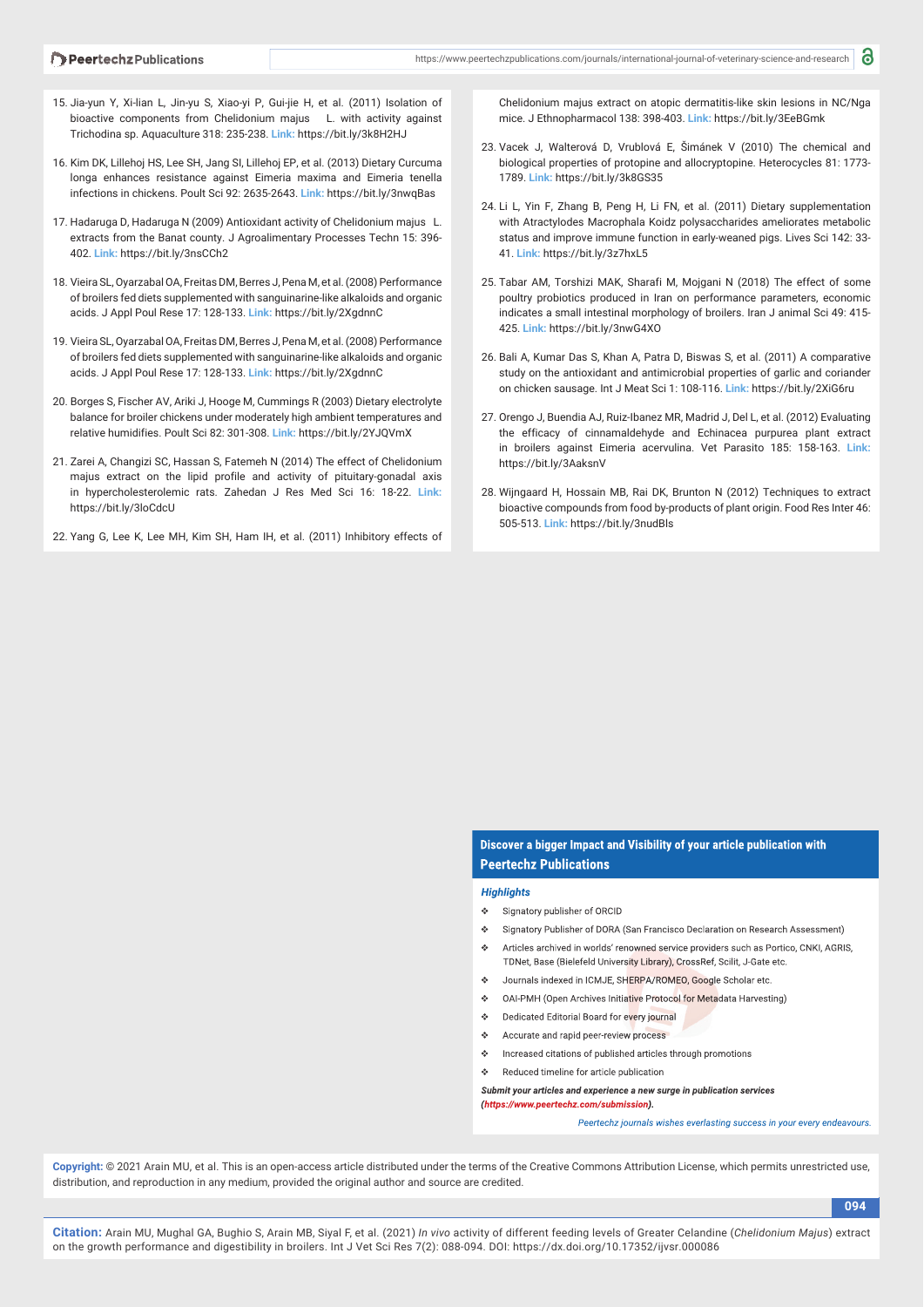15. Jia-yun Y, Xi-lian L, Jin-yu S, Xiao-yi P, Gui-jie H, et al. (2011) Isolation of bioactive components from Chelidonium majus L. with activity against Trichodina sp. Aquaculture 318: 235-238. **Link:** https://bit.ly/3k8H2HJ

16. Kim DK, Lillehoj HS, Lee SH, Jang SI, Lillehoj EP, et al. (2013) Dietary Curcuma longa enhances resistance against Eimeria maxima and Eimeria tenella infections in chickens. Poult Sci 92: 2635-2643. **Link:** https://bit.ly/3nwqBas

17. Hadaruga D, Hadaruga N (2009) Antioxidant activity of Chelidonium majus L. extracts from the Banat county. J Agroalimentary Processes Techn 15: 396-402. **Link:** https://bit.ly/3nsCCh2

18. Vieira SL, Oyarzabal OA, Freitas DM, Berres J, Pena M, et al. (2008) Performance of broilers fed diets supplemented with sanguinarine-like alkaloids and organic acids. J Appl Poul Rese 17: 128-133. **Link:** https://bit.ly/2XgdnnC

19. Vieira SL, Oyarzabal OA, Freitas DM, Berres J, Pena M, et al. (2008) Performance of broilers fed diets supplemented with sanguinarine-like alkaloids and organic acids. J Appl Poul Rese 17: 128-133. **Link:** https://bit.ly/2XgdnnC

20. Borges S, Fischer AV, Ariki J, Hooge M, Cummings R (2003) Dietary electrolyte balance for broiler chickens under moderately high ambient temperatures and relative humidifies. Poult Sci 82: 301-308. **Link:** https://bit.ly/2YJQVmX

21. Zarei A, Changizi SC, Hassan S, Fatemeh N (2014) The effect of Chelidonium majus extract on the lipid profile and activity of pituitary-gonadal axis in hypercholesterolemic rats. Zahedan J Res Med Sci 16: 18-22. **Link:** https://bit.ly/3loCdcU

22. Yang G, Lee K, Lee MH, Kim SH, Ham IH, et al. (2011) Inhibitory effects of Chelidonium majus extract on atopic dermatitis-like skin lesions in NC/Nga mice. J Ethnopharmacol 138: 398-403. **Link:** https://bit.ly/3EeBGmk

23. Vacek J, Walterová D, Vrublová E, Šimánek V (2010) The chemical and biological properties of protopine and allocryptopine. Heterocycles 81: 1773-1789. **Link:** https://bit.ly/3k8GS35

24. Li L, Yin F, Zhang B, Peng H, Li FN, et al. (2011) Dietary supplementation with Atractylodes Macrophala Koidz polysaccharides ameliorates metabolic status and improve immune function in early-weaned pigs. Lives Sci 142: 33-41. **Link:** https://bit.ly/3z7hxL5

25. Tabar AM, Torshizi MAK, Sharafi M, Mojgani N (2018) The effect of some poultry probiotics produced in Iran on performance parameters, economic indicates a small intestinal morphology of broilers. Iran J animal Sci 49: 415-425. **Link:** https://bit.ly/3nwG4XO

26. Bali A, Kumar Das S, Khan A, Patra D, Biswas S, et al. (2011) A comparative study on the antioxidant and antimicrobial properties of garlic and coriander on chicken sausage. Int J Meat Sci 1: 108-116. **Link:** https://bit.ly/2XiG6ru

27. Orengo J, Buendia AJ, Ruiz-Ibanez MR, Madrid J, Del L, et al. (2012) Evaluating the efficacy of cinnamaldehyde and Echinacea purpurea plant extract in broilers against Eimeria acervulina. Vet Parasito 185: 158-163. **Link:** https://bit.ly/3AaksnV

28. Wijngaard H, Hossain MB, Rai DK, Brunton N (2012) Techniques to extract bioactive compounds from food by-products of plant origin. Food Res Inter 46: 505-513. **Link:** https://bit.ly/3nudBls

**Discover a bigger Impact and Visibility of your article publication with Peertechz Publications**

***Highlights***

- Signatory publisher of ORCID
- Signatory Publisher of DORA (San Francisco Declaration on Research Assessment)
- Articles archived in worlds' renowned service providers such as Portico, CNKI, AGRIS, TDNet, Base (Bielefeld University Library), CrossRef, Scilit, J-Gate etc.
- Journals indexed in ICMJE, SHERPA/ROMEO, Google Scholar etc.
- OAI-PMH (Open Archives Initiative Protocol for Metadata Harvesting)
- Dedicated Editorial Board for every journal
- Accurate and rapid peer-review process
- Increased citations of published articles through promotions
- Reduced timeline for article publication

***Submit your articles and experience a new surge in publication services (https://www.peertechz.com/submission).***

*Peertechz journals wishes everlasting success in your every endeavours.*

**Copyright:** © 2021 Arain MU, et al. This is an open-access article distributed under the terms of the Creative Commons Attribution License, which permits unrestricted use, distribution, and reproduction in any medium, provided the original author and source are credited.

**Citation:** Arain MU, Mughal GA, Bughio S, Arain MB, Siyal F, et al. (2021) *In vivo* activity of different feeding levels of Greater Celandine (*Chelidonium Majus*) extract on the growth performance and digestibility in broilers. Int J Vet Sci Res 7(2): 088-094. DOI: https://dx.doi.org/10.17352/ijvsr.000086